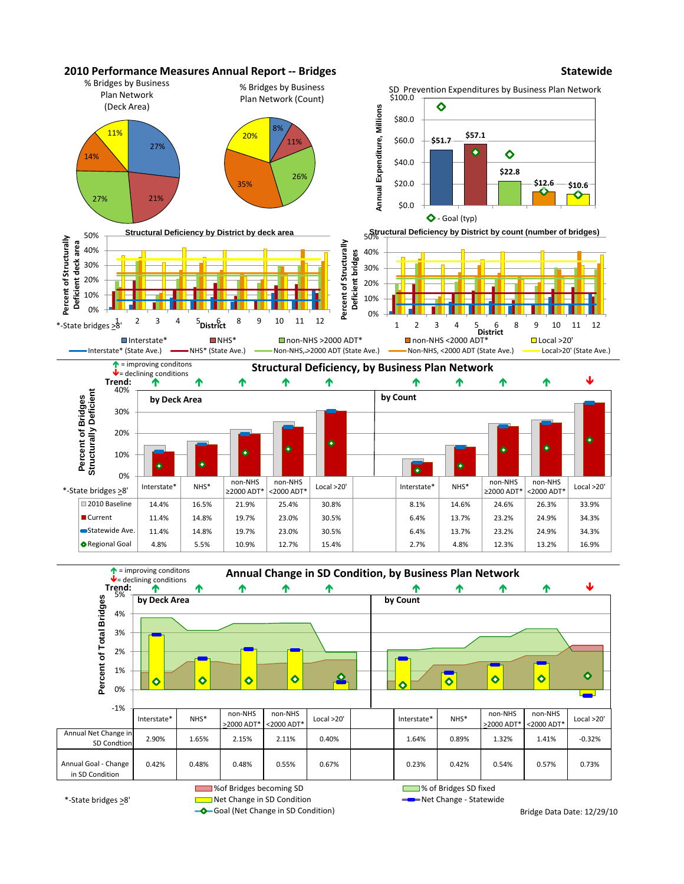# 2010 Performance Measures Annual Report -- Bridges

**Statewide**

% Bridges by Business Plan Network (Deck Area)

27%, 21%, 27%, 14%, 11%

% Bridges by Business Plan Network (Count)

8%, 11%, 26%, 35%, 20%

SD Prevention Expenditures by Business Plan Network

| | Annual Expenditure, Millions |
|---|---|
| Interstate* | $51.7 |
| NHS* | $57.1 |
| non-NHS >2000 ADT* | $22.8 |
| non-NHS <2000 ADT* | $12.6 |
| Local >20' | $10.6 |

◇ - Goal (typ)

Structural Deficiency by District by deck area

Structural Deficiency by District by count (number of bridges)

*-State bridges ≥8'

Interstate* | NHS* | non-NHS >2000 ADT* | non-NHS <2000 ADT* | Local >20'

Interstate* (State Ave.) | NHS* (State Ave.) | Non-NHS,>2000 ADT (State Ave.) | Non-NHS, <2000 ADT (State Ave.) | Local>20' (State Ave.)

## Structural Deficiency, by Business Plan Network

↑ = improving conditons
↓ = declining conditions

| | by Deck Area | | | | | by Count | | | | |
|---|---|---|---|---|---|---|---|---|---|---|
| Trend: | ↑ | ↑ | ↑ | ↑ | ↑ | ↑ | ↑ | ↑ | ↑ | ↓ |
| *-State bridges ≥8' | Interstate* | NHS* | non-NHS ≥2000 ADT* | non-NHS <2000 ADT* | Local >20' | Interstate* | NHS* | non-NHS ≥2000 ADT* | non-NHS <2000 ADT* | Local >20' |
| 2010 Baseline | 14.4% | 16.5% | 21.9% | 25.4% | 30.8% | 8.1% | 14.6% | 24.6% | 26.3% | 33.9% |
| Current | 11.4% | 14.8% | 19.7% | 23.0% | 30.5% | 6.4% | 13.7% | 23.2% | 24.9% | 34.3% |
| Statewide Ave. | 11.4% | 14.8% | 19.7% | 23.0% | 30.5% | 6.4% | 13.7% | 23.2% | 24.9% | 34.3% |
| Regional Goal | 4.8% | 5.5% | 10.9% | 12.7% | 15.4% | 2.7% | 4.8% | 12.3% | 13.2% | 16.9% |

## Annual Change in SD Condition, by Business Plan Network

↑ = improving conditons
↓ = declining conditions

| | by Deck Area | | | | | by Count | | | | |
|---|---|---|---|---|---|---|---|---|---|---|
| Trend: | ↑ | ↑ | ↑ | ↑ | ↑ | ↑ | ↑ | ↑ | ↑ | ↓ |
| | Interstate* | NHS* | non-NHS ≥2000 ADT* | non-NHS <2000 ADT* | Local >20' | Interstate* | NHS* | non-NHS ≥2000 ADT* | non-NHS <2000 ADT* | Local >20' |
| Annual Net Change in SD Condtion | 2.90% | 1.65% | 2.15% | 2.11% | 0.40% | 1.64% | 0.89% | 1.32% | 1.41% | -0.32% |
| Annual Goal - Change in SD Condition | 0.42% | 0.48% | 0.48% | 0.55% | 0.67% | 0.23% | 0.42% | 0.54% | 0.57% | 0.73% |

*-State bridges ≥8'

%of Bridges becoming SD | % of Bridges SD fixed | Net Change in SD Condition | Net Change - Statewide | Goal (Net Change in SD Condition)

Bridge Data Date: 12/29/10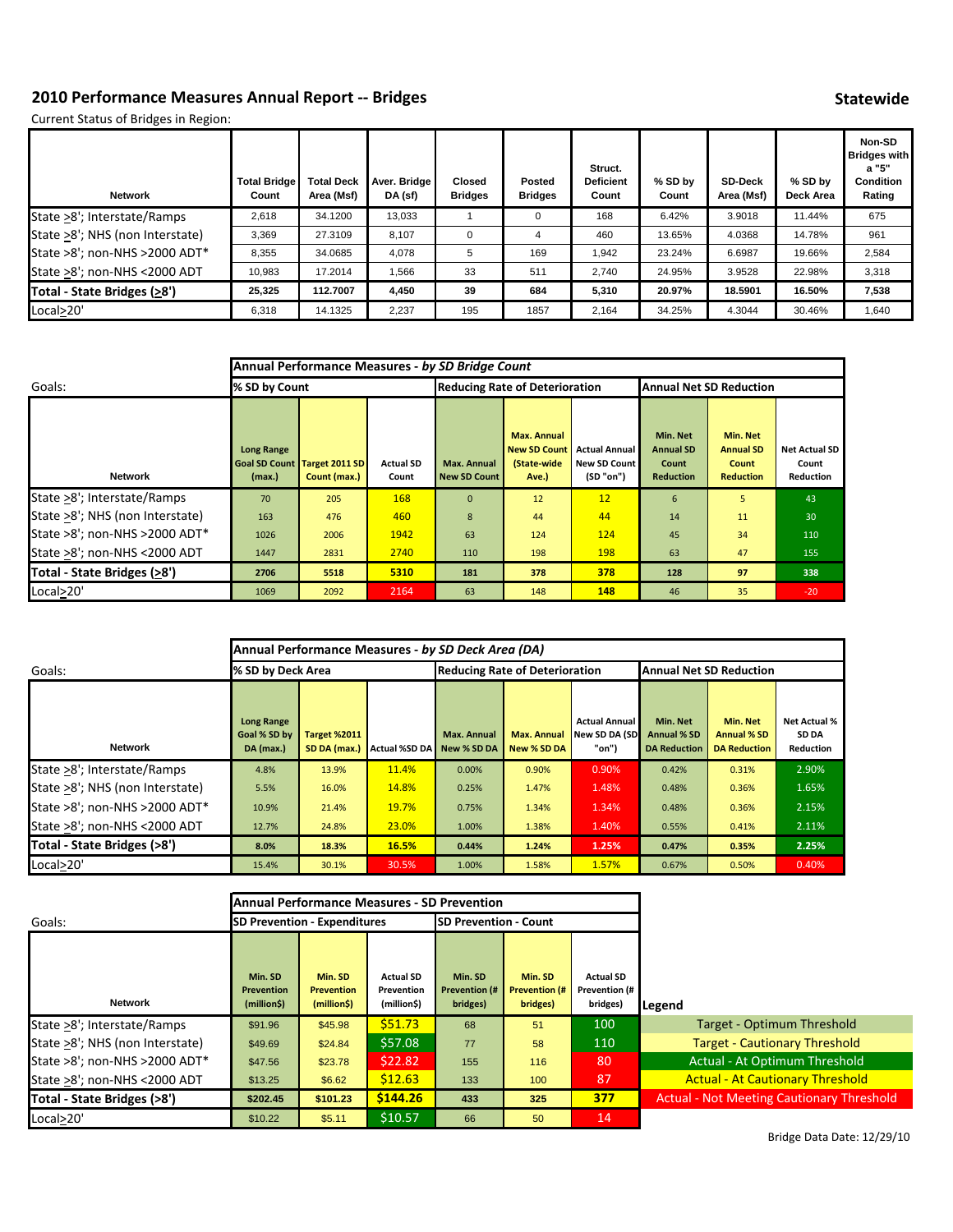## 2010 Performance Measures Annual Report -- Bridges

**Statewide**

Current Status of Bridges in Region:

| Network | Total Bridge Count | Total Deck Area (Msf) | Aver. Bridge DA (sf) | Closed Bridges | Posted Bridges | Struct. Deficient Count | % SD by Count | SD-Deck Area (Msf) | % SD by Deck Area | Non-SD Bridges with a "5" Condition Rating |
|---|---|---|---|---|---|---|---|---|---|---|
| State ≥8'; Interstate/Ramps | 2,618 | 34.1200 | 13,033 | 1 | 0 | 168 | 6.42% | 3.9018 | 11.44% | 675 |
| State ≥8'; NHS (non Interstate) | 3,369 | 27.3109 | 8,107 | 0 | 4 | 460 | 13.65% | 4.0368 | 14.78% | 961 |
| State >8'; non-NHS >2000 ADT* | 8,355 | 34.0685 | 4,078 | 5 | 169 | 1,942 | 23.24% | 6.6987 | 19.66% | 2,584 |
| State ≥8'; non-NHS <2000 ADT | 10,983 | 17.2014 | 1,566 | 33 | 511 | 2,740 | 24.95% | 3.9528 | 22.98% | 3,318 |
| **Total - State Bridges (≥8')** | **25,325** | **112.7007** | **4,450** | **39** | **684** | **5,310** | **20.97%** | **18.5901** | **16.50%** | **7,538** |
| Local≥20' | 6,318 | 14.1325 | 2,237 | 195 | 1857 | 2,164 | 34.25% | 4.3044 | 30.46% | 1,640 |

**Annual Performance Measures - *by SD Bridge Count***

| Goals: | % SD by Count | | | Reducing Rate of Deterioration | | | Annual Net SD Reduction | | |
|---|---|---|---|---|---|---|---|---|---|
| Network | Long Range Goal SD Count (max.) | Target 2011 SD Count (max.) | Actual SD Count | Max. Annual New SD Count | Max. Annual New SD Count (State-wide Ave.) | Actual Annual New SD Count (SD "on") | Min. Net Annual SD Count Reduction | Min. Net Annual SD Count Reduction | Net Actual SD Count Reduction |
| State ≥8'; Interstate/Ramps | 70 | 205 | 168 | 0 | 12 | 12 | 6 | 5 | 43 |
| State ≥8'; NHS (non Interstate) | 163 | 476 | 460 | 8 | 44 | 44 | 14 | 11 | 30 |
| State >8'; non-NHS >2000 ADT* | 1026 | 2006 | 1942 | 63 | 124 | 124 | 45 | 34 | 110 |
| State ≥8'; non-NHS <2000 ADT | 1447 | 2831 | 2740 | 110 | 198 | 198 | 63 | 47 | 155 |
| **Total - State Bridges (≥8')** | **2706** | **5518** | **5310** | **181** | **378** | **378** | **128** | **97** | **338** |
| Local≥20' | 1069 | 2092 | 2164 | 63 | 148 | 148 | 46 | 35 | -20 |

**Annual Performance Measures - *by SD Deck Area (DA)***

| Goals: | % SD by Deck Area | | | Reducing Rate of Deterioration | | | Annual Net SD Reduction | | |
|---|---|---|---|---|---|---|---|---|---|
| Network | Long Range Goal % SD by DA (max.) | Target %2011 SD DA (max.) | Actual %SD DA | Max. Annual New % SD DA | Max. Annual New % SD DA | Actual Annual New SD DA (SD "on") | Min. Net Annual % SD DA Reduction | Min. Net Annual % SD DA Reduction | Net Actual % SD DA Reduction |
| State ≥8'; Interstate/Ramps | 4.8% | 13.9% | 11.4% | 0.00% | 0.90% | 0.90% | 0.42% | 0.31% | 2.90% |
| State ≥8'; NHS (non Interstate) | 5.5% | 16.0% | 14.8% | 0.25% | 1.47% | 1.48% | 0.48% | 0.36% | 1.65% |
| State >8'; non-NHS >2000 ADT* | 10.9% | 21.4% | 19.7% | 0.75% | 1.34% | 1.34% | 0.48% | 0.36% | 2.15% |
| State ≥8'; non-NHS <2000 ADT | 12.7% | 24.8% | 23.0% | 1.00% | 1.38% | 1.40% | 0.55% | 0.41% | 2.11% |
| **Total - State Bridges (>8')** | **8.0%** | **18.3%** | **16.5%** | **0.44%** | **1.24%** | **1.25%** | **0.47%** | **0.35%** | **2.25%** |
| Local≥20' | 15.4% | 30.1% | 30.5% | 1.00% | 1.58% | 1.57% | 0.67% | 0.50% | 0.40% |

**Annual Performance Measures - SD Prevention**

| Goals: | SD Prevention - Expenditures | | | SD Prevention - Count | | |
|---|---|---|---|---|---|---|
| Network | Min. SD Prevention (million$) | Min. SD Prevention (million$) | Actual SD Prevention (million$) | Min. SD Prevention (# bridges) | Min. SD Prevention (# bridges) | Actual SD Prevention (# bridges) |
| State ≥8'; Interstate/Ramps | $91.96 | $45.98 | $51.73 | 68 | 51 | 100 |
| State ≥8'; NHS (non Interstate) | $49.69 | $24.84 | $57.08 | 77 | 58 | 110 |
| State >8'; non-NHS >2000 ADT* | $47.56 | $23.78 | $22.82 | 155 | 116 | 80 |
| State ≥8'; non-NHS <2000 ADT | $13.25 | $6.62 | $12.63 | 133 | 100 | 87 |
| **Total - State Bridges (>8')** | **$202.45** | **$101.23** | **$144.26** | **433** | **325** | **377** |
| Local≥20' | $10.22 | $5.11 | $10.57 | 66 | 50 | 14 |

**Legend**

- Target - Optimum Threshold
- Target - Cautionary Threshold
- Actual - At Optimum Threshold
- Actual - At Cautionary Threshold
- Actual - Not Meeting Cautionary Threshold

Bridge Data Date: 12/29/10